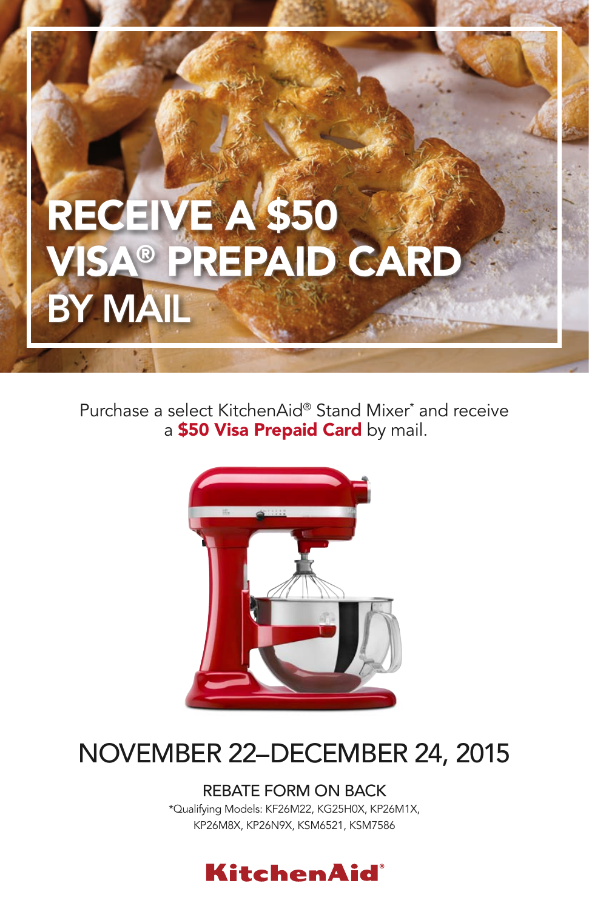# RECEIVE A $50 VISA® PREPAID CARD BY MAIL

Purchase a select KitchenAid® Stand Mixer* and receive a **$50 Visa Prepaid Card** by mail.

## NOVEMBER 22–DECEMBER 24, 2015

REBATE FORM ON BACK

*Qualifying Models: KF26M22, KG25H0X, KP26M1X, KP26M8X, KP26N9X, KSM6521, KSM7586

**KitchenAid®**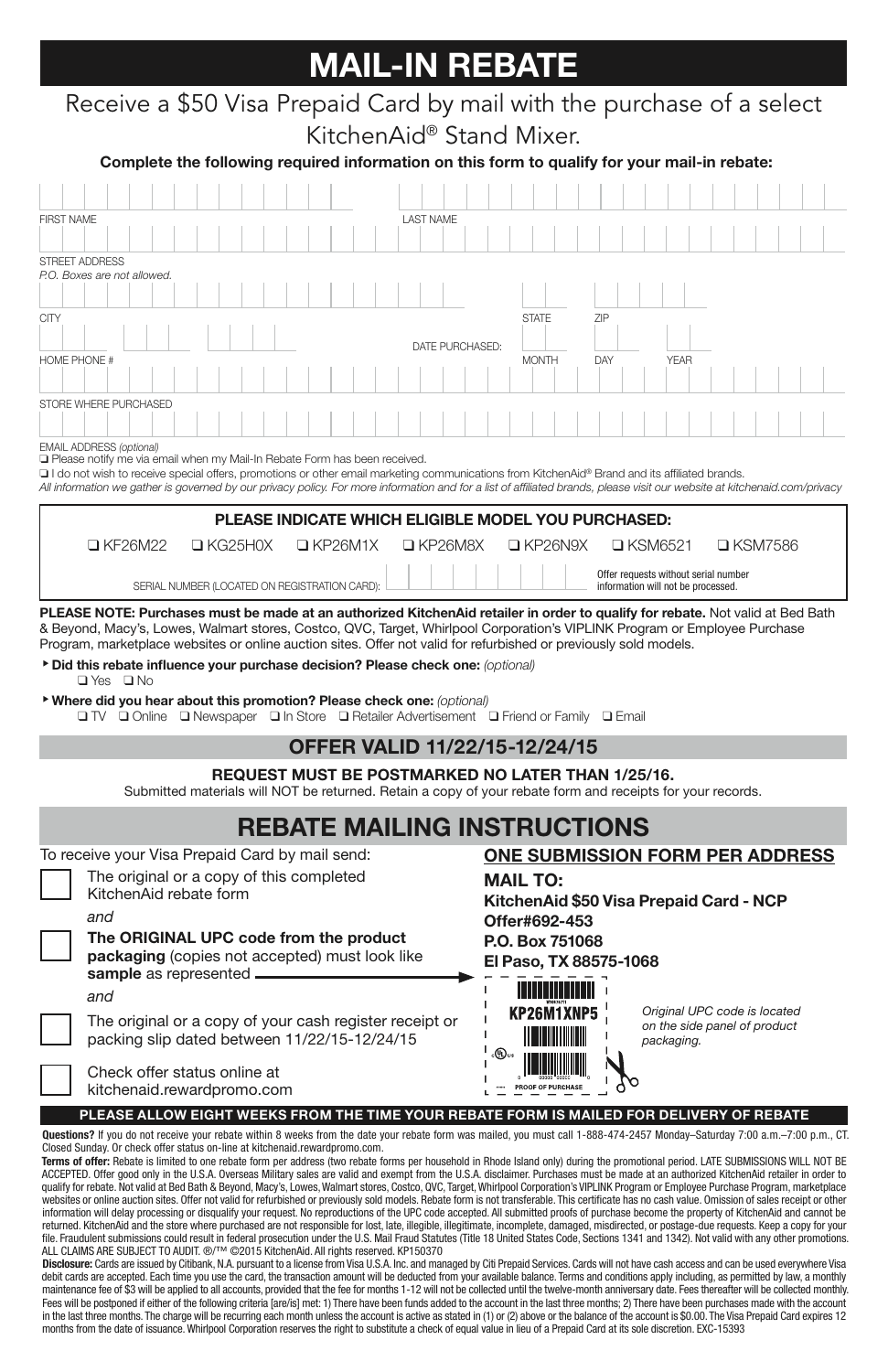# MAIL-IN REBATE

## Receive a $50 Visa Prepaid Card by mail with the purchase of a select KitchenAid® Stand Mixer.

**Complete the following required information on this form to qualify for your mail-in rebate:**

FIRST NAME

LAST NAME

STREET ADDRESS
*P.O. Boxes are not allowed.*

CITY

STATE

ZIP

HOME PHONE #

DATE PURCHASED: MONTH DAY YEAR

STORE WHERE PURCHASED

EMAIL ADDRESS *(optional)*

❏ Please notify me via email when my Mail-In Rebate Form has been received.

❏ I do not wish to receive special offers, promotions or other email marketing communications from KitchenAid® Brand and its affiliated brands.

*All information we gather is governed by our privacy policy. For more information and for a list of affiliated brands, please visit our website at kitchenaid.com/privacy*

**PLEASE INDICATE WHICH ELIGIBLE MODEL YOU PURCHASED:**

❏ KF26M22 ❏ KG25H0X ❏ KP26M1X ❏ KP26M8X ❏ KP26N9X ❏ KSM6521 ❏ KSM7586

SERIAL NUMBER (LOCATED ON REGISTRATION CARD):

Offer requests without serial number information will not be processed.

**PLEASE NOTE: Purchases must be made at an authorized KitchenAid retailer in order to qualify for rebate.** Not valid at Bed Bath & Beyond, Macy's, Lowes, Walmart stores, Costco, QVC, Target, Whirlpool Corporation's VIPLINK Program or Employee Purchase Program, marketplace websites or online auction sites. Offer not valid for refurbished or previously sold models.

▸ **Did this rebate influence your purchase decision? Please check one:** *(optional)*
❏ Yes ❏ No

▸ **Where did you hear about this promotion? Please check one:** *(optional)*
❏ TV ❏ Online ❏ Newspaper ❏ In Store ❏ Retailer Advertisement ❏ Friend or Family ❏ Email

## OFFER VALID 11/22/15-12/24/15

**REQUEST MUST BE POSTMARKED NO LATER THAN 1/25/16.**

Submitted materials will NOT be returned. Retain a copy of your rebate form and receipts for your records.

# REBATE MAILING INSTRUCTIONS

To receive your Visa Prepaid Card by mail send:

- ☐ The original or a copy of this completed KitchenAid rebate form
  *and*
- ☐ **The ORIGINAL UPC code from the product packaging** (copies not accepted) must look like **sample** as represented
  *and*
- ☐ The original or a copy of your cash register receipt or packing slip dated between 11/22/15-12/24/15
- ☐ Check offer status online at kitchenaid.rewardpromo.com

**ONE SUBMISSION FORM PER ADDRESS**

**MAIL TO:**
**KitchenAid $50 Visa Prepaid Card - NCP**
**Offer#692-453**
**P.O. Box 751068**
**El Paso, TX 88575-1068**

KP26M1XNP5
PROOF OF PURCHASE

*Original UPC code is located on the side panel of product packaging.*

**PLEASE ALLOW EIGHT WEEKS FROM THE TIME YOUR REBATE FORM IS MAILED FOR DELIVERY OF REBATE**

**Questions?** If you do not receive your rebate within 8 weeks from the date your rebate form was mailed, you must call 1-888-474-2457 Monday–Saturday 7:00 a.m.–7:00 p.m., CT. Closed Sunday. Or check offer status on-line at kitchenaid.rewardpromo.com.

**Terms of offer:** Rebate is limited to one rebate form per address (two rebate forms per household in Rhode Island only) during the promotional period. LATE SUBMISSIONS WILL NOT BE ACCEPTED. Offer good only in the U.S.A. Overseas Military sales are valid and exempt from the U.S.A. disclaimer. Purchases must be made at an authorized KitchenAid retailer in order to qualify for rebate. Not valid at Bed Bath & Beyond, Macy's, Lowes, Walmart stores, Costco, QVC, Target, Whirlpool Corporation's VIPLINK Program or Employee Purchase Program, marketplace websites or online auction sites. Offer not valid for refurbished or previously sold models. Rebate form is not transferable. This certificate has no cash value. Omission of sales receipt or other information will delay processing or disqualify your request. No reproductions of the UPC code accepted. All submitted proofs of purchase become the property of KitchenAid and cannot be returned. KitchenAid and the store where purchased are not responsible for lost, late, illegible, illegitimate, incomplete, damaged, misdirected, or postage-due requests. Keep a copy for your file. Fraudulent submissions could result in federal prosecution under the U.S. Mail Fraud Statutes (Title 18 United States Code, Sections 1341 and 1342). Not valid with any other promotions. ALL CLAIMS ARE SUBJECT TO AUDIT. ®/™ ©2015 KitchenAid. All rights reserved. KP150370

**Disclosure:** Cards are issued by Citibank, N.A. pursuant to a license from Visa U.S.A. Inc. and managed by Citi Prepaid Services. Cards will not have cash access and can be used everywhere Visa debit cards are accepted. Each time you use the card, the transaction amount will be deducted from your available balance. Terms and conditions apply including, as permitted by law, a monthly maintenance fee of $3 will be applied to all accounts, provided that the fee for months 1-12 will not be collected until the twelve-month anniversary date. Fees thereafter will be collected monthly. Fees will be postponed if either of the following criteria [are/is] met: 1) There have been funds added to the account in the last three months; 2) There have been purchases made with the account in the last three months. The charge will be recurring each month unless the account is active as stated in (1) or (2) above or the balance of the account is $0.00. The Visa Prepaid Card expires 12 months from the date of issuance. Whirlpool Corporation reserves the right to substitute a check of equal value in lieu of a Prepaid Card at its sole discretion. EXC-15393